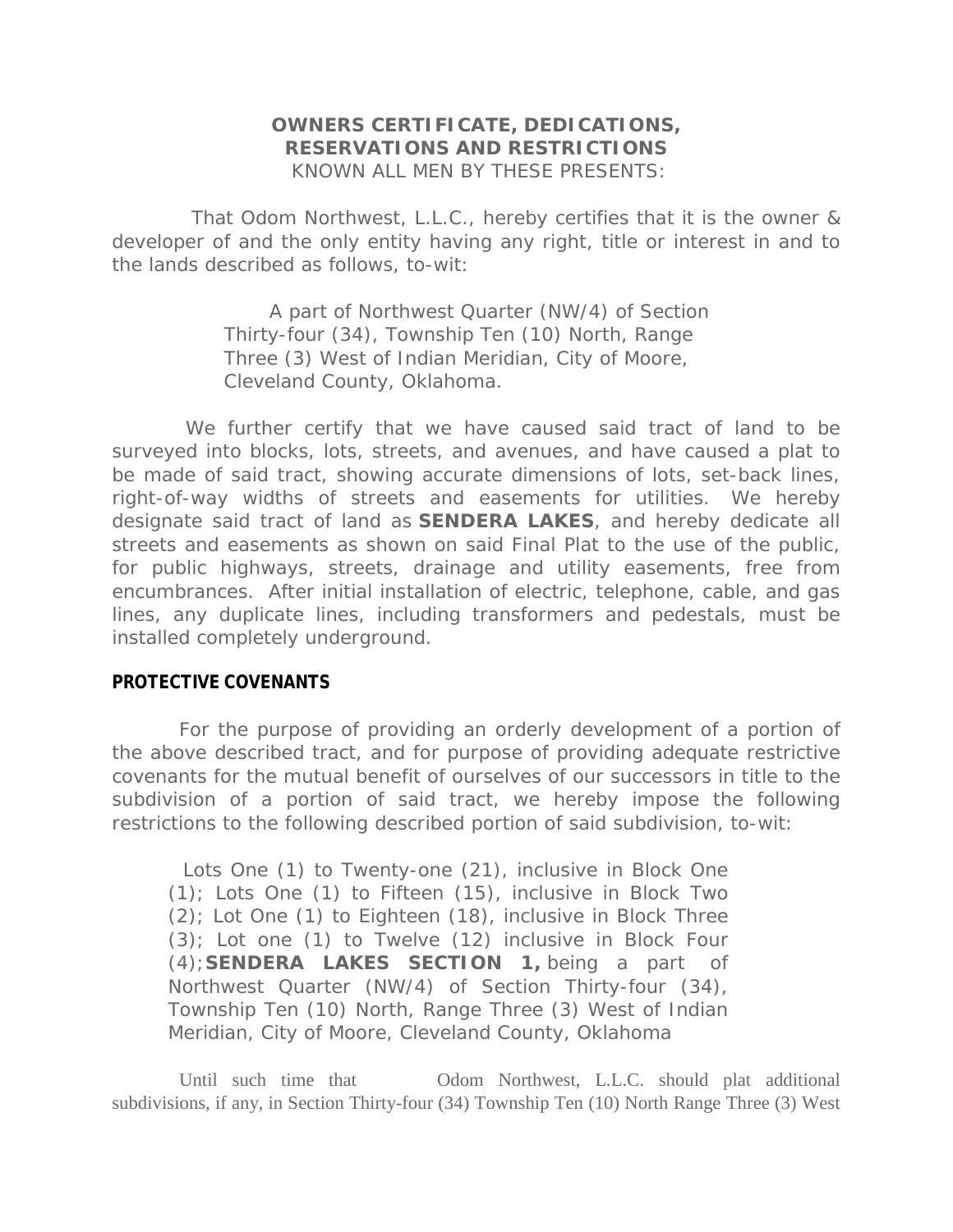**OWNERS CERTIFICATE, DEDICATIONS,
RESERVATIONS AND RESTRICTIONS**

KNOWN ALL MEN BY THESE PRESENTS:

That Odom Northwest, L.L.C., hereby certifies that it is the owner & developer of and the only entity having any right, title or interest in and to the lands described as follows, to-wit:

> A part of Northwest Quarter (NW/4) of Section Thirty-four (34), Township Ten (10) North, Range Three (3) West of Indian Meridian, City of Moore, Cleveland County, Oklahoma.

We further certify that we have caused said tract of land to be surveyed into blocks, lots, streets, and avenues, and have caused a plat to be made of said tract, showing accurate dimensions of lots, set-back lines, right-of-way widths of streets and easements for utilities. We hereby designate said tract of land as **SENDERA LAKES**, and hereby dedicate all streets and easements as shown on said Final Plat to the use of the public, for public highways, streets, drainage and utility easements, free from encumbrances. After initial installation of electric, telephone, cable, and gas lines, any duplicate lines, including transformers and pedestals, must be installed completely underground.

**PROTECTIVE COVENANTS**

For the purpose of providing an orderly development of a portion of the above described tract, and for purpose of providing adequate restrictive covenants for the mutual benefit of ourselves of our successors in title to the subdivision of a portion of said tract, we hereby impose the following restrictions to the following described portion of said subdivision, to-wit:

> Lots One (1) to Twenty-one (21), inclusive in Block One (1); Lots One (1) to Fifteen (15), inclusive in Block Two (2); Lot One (1) to Eighteen (18), inclusive in Block Three (3); Lot one (1) to Twelve (12) inclusive in Block Four (4); **SENDERA LAKES SECTION 1,** being a part of Northwest Quarter (NW/4) of Section Thirty-four (34), Township Ten (10) North, Range Three (3) West of Indian Meridian, City of Moore, Cleveland County, Oklahoma

Until such time that Odom Northwest, L.L.C. should plat additional subdivisions, if any, in Section Thirty-four (34) Township Ten (10) North Range Three (3) West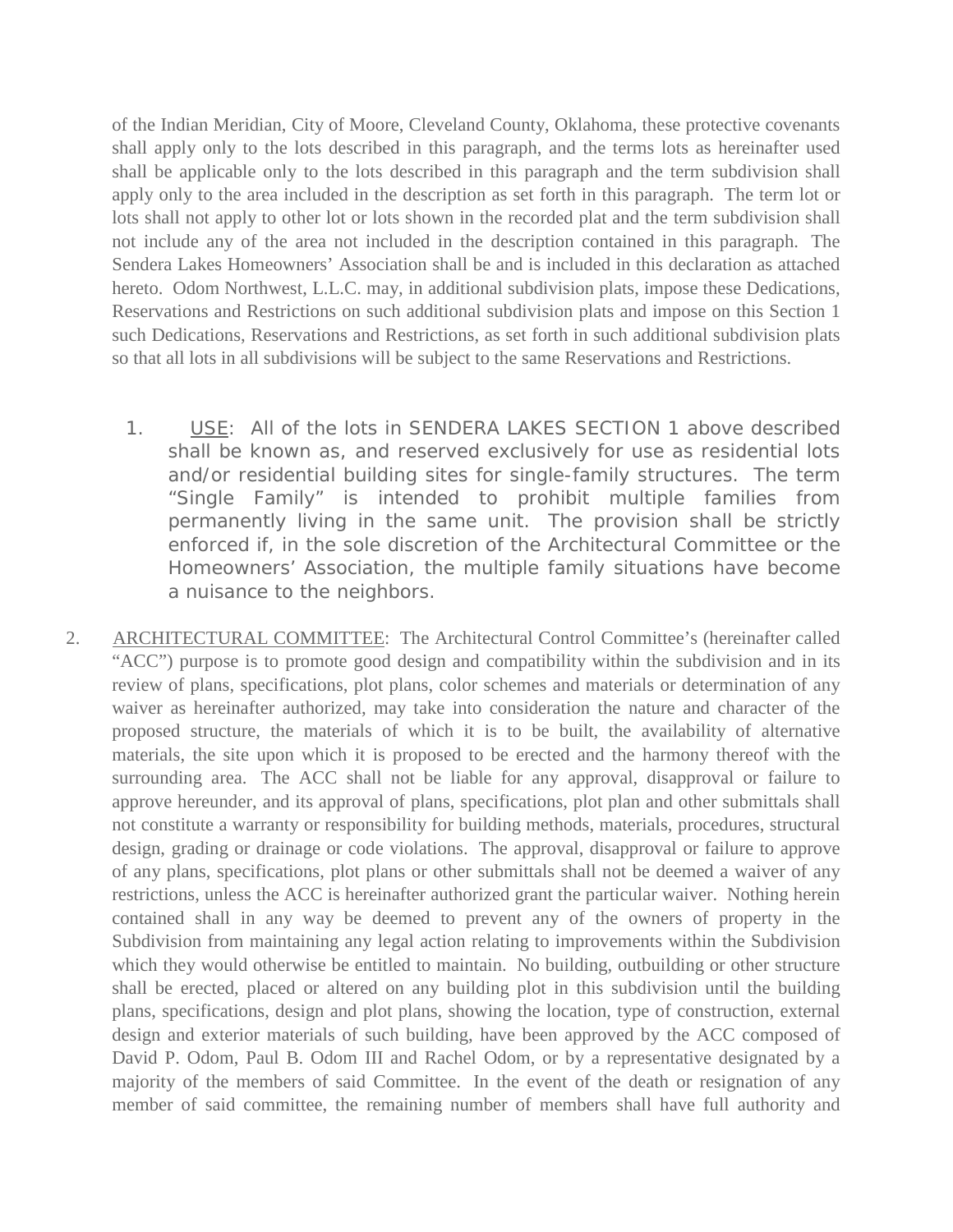of the Indian Meridian, City of Moore, Cleveland County, Oklahoma, these protective covenants shall apply only to the lots described in this paragraph, and the terms lots as hereinafter used shall be applicable only to the lots described in this paragraph and the term subdivision shall apply only to the area included in the description as set forth in this paragraph. The term lot or lots shall not apply to other lot or lots shown in the recorded plat and the term subdivision shall not include any of the area not included in the description contained in this paragraph. The Sendera Lakes Homeowners' Association shall be and is included in this declaration as attached hereto. Odom Northwest, L.L.C. may, in additional subdivision plats, impose these Dedications, Reservations and Restrictions on such additional subdivision plats and impose on this Section 1 such Dedications, Reservations and Restrictions, as set forth in such additional subdivision plats so that all lots in all subdivisions will be subject to the same Reservations and Restrictions.

1. USE: All of the lots in SENDERA LAKES SECTION 1 above described shall be known as, and reserved exclusively for use as residential lots and/or residential building sites for single-family structures. The term "Single Family" is intended to prohibit multiple families from permanently living in the same unit. The provision shall be strictly enforced if, in the sole discretion of the Architectural Committee or the Homeowners' Association, the multiple family situations have become a nuisance to the neighbors.

2. ARCHITECTURAL COMMITTEE: The Architectural Control Committee's (hereinafter called "ACC") purpose is to promote good design and compatibility within the subdivision and in its review of plans, specifications, plot plans, color schemes and materials or determination of any waiver as hereinafter authorized, may take into consideration the nature and character of the proposed structure, the materials of which it is to be built, the availability of alternative materials, the site upon which it is proposed to be erected and the harmony thereof with the surrounding area. The ACC shall not be liable for any approval, disapproval or failure to approve hereunder, and its approval of plans, specifications, plot plan and other submittals shall not constitute a warranty or responsibility for building methods, materials, procedures, structural design, grading or drainage or code violations. The approval, disapproval or failure to approve of any plans, specifications, plot plans or other submittals shall not be deemed a waiver of any restrictions, unless the ACC is hereinafter authorized grant the particular waiver. Nothing herein contained shall in any way be deemed to prevent any of the owners of property in the Subdivision from maintaining any legal action relating to improvements within the Subdivision which they would otherwise be entitled to maintain. No building, outbuilding or other structure shall be erected, placed or altered on any building plot in this subdivision until the building plans, specifications, design and plot plans, showing the location, type of construction, external design and exterior materials of such building, have been approved by the ACC composed of David P. Odom, Paul B. Odom III and Rachel Odom, or by a representative designated by a majority of the members of said Committee. In the event of the death or resignation of any member of said committee, the remaining number of members shall have full authority and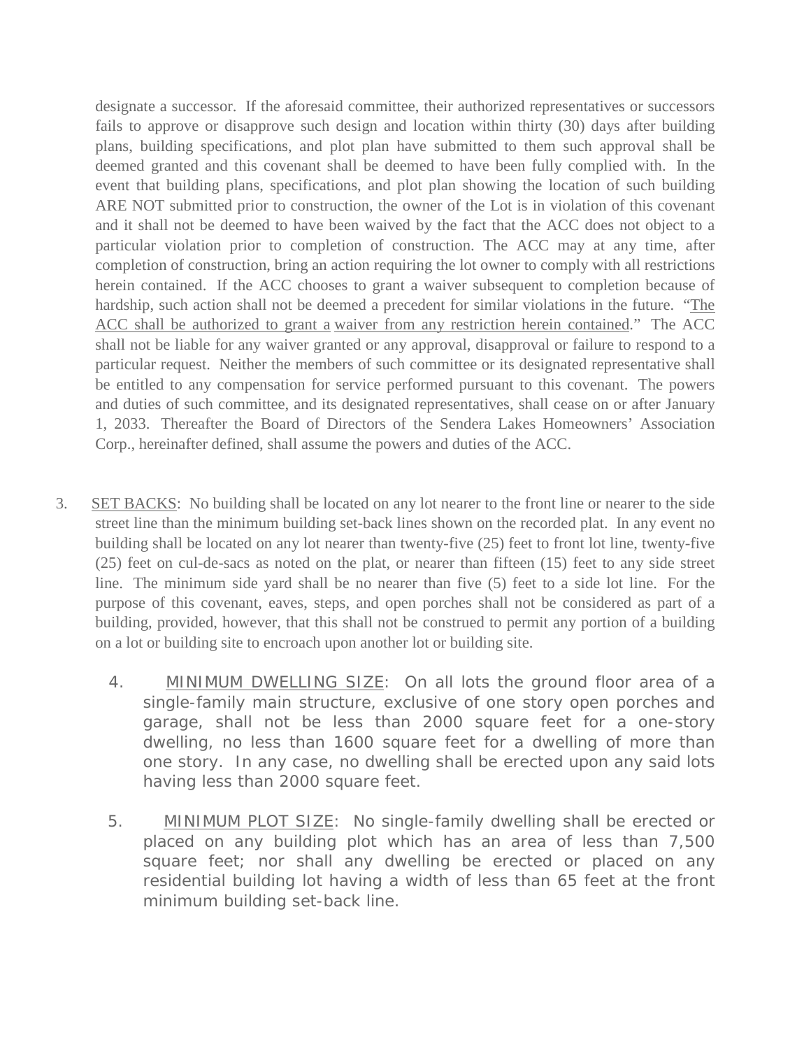designate a successor. If the aforesaid committee, their authorized representatives or successors fails to approve or disapprove such design and location within thirty (30) days after building plans, building specifications, and plot plan have submitted to them such approval shall be deemed granted and this covenant shall be deemed to have been fully complied with. In the event that building plans, specifications, and plot plan showing the location of such building ARE NOT submitted prior to construction, the owner of the Lot is in violation of this covenant and it shall not be deemed to have been waived by the fact that the ACC does not object to a particular violation prior to completion of construction. The ACC may at any time, after completion of construction, bring an action requiring the lot owner to comply with all restrictions herein contained. If the ACC chooses to grant a waiver subsequent to completion because of hardship, such action shall not be deemed a precedent for similar violations in the future. "<u>The ACC shall be authorized to grant a waiver from any restriction herein contained</u>." The ACC shall not be liable for any waiver granted or any approval, disapproval or failure to respond to a particular request. Neither the members of such committee or its designated representative shall be entitled to any compensation for service performed pursuant to this covenant. The powers and duties of such committee, and its designated representatives, shall cease on or after January 1, 2033. Thereafter the Board of Directors of the Sendera Lakes Homeowners' Association Corp., hereinafter defined, shall assume the powers and duties of the ACC.

3. <u>SET BACKS</u>: No building shall be located on any lot nearer to the front line or nearer to the side street line than the minimum building set-back lines shown on the recorded plat. In any event no building shall be located on any lot nearer than twenty-five (25) feet to front lot line, twenty-five (25) feet on cul-de-sacs as noted on the plat, or nearer than fifteen (15) feet to any side street line. The minimum side yard shall be no nearer than five (5) feet to a side lot line. For the purpose of this covenant, eaves, steps, and open porches shall not be considered as part of a building, provided, however, that this shall not be construed to permit any portion of a building on a lot or building site to encroach upon another lot or building site.

4. <u>MINIMUM DWELLING SIZE</u>: On all lots the ground floor area of a single-family main structure, exclusive of one story open porches and garage, shall not be less than 2000 square feet for a one-story dwelling, no less than 1600 square feet for a dwelling of more than one story. In any case, no dwelling shall be erected upon any said lots having less than 2000 square feet.

5. <u>MINIMUM PLOT SIZE</u>: No single-family dwelling shall be erected or placed on any building plot which has an area of less than 7,500 square feet; nor shall any dwelling be erected or placed on any residential building lot having a width of less than 65 feet at the front minimum building set-back line.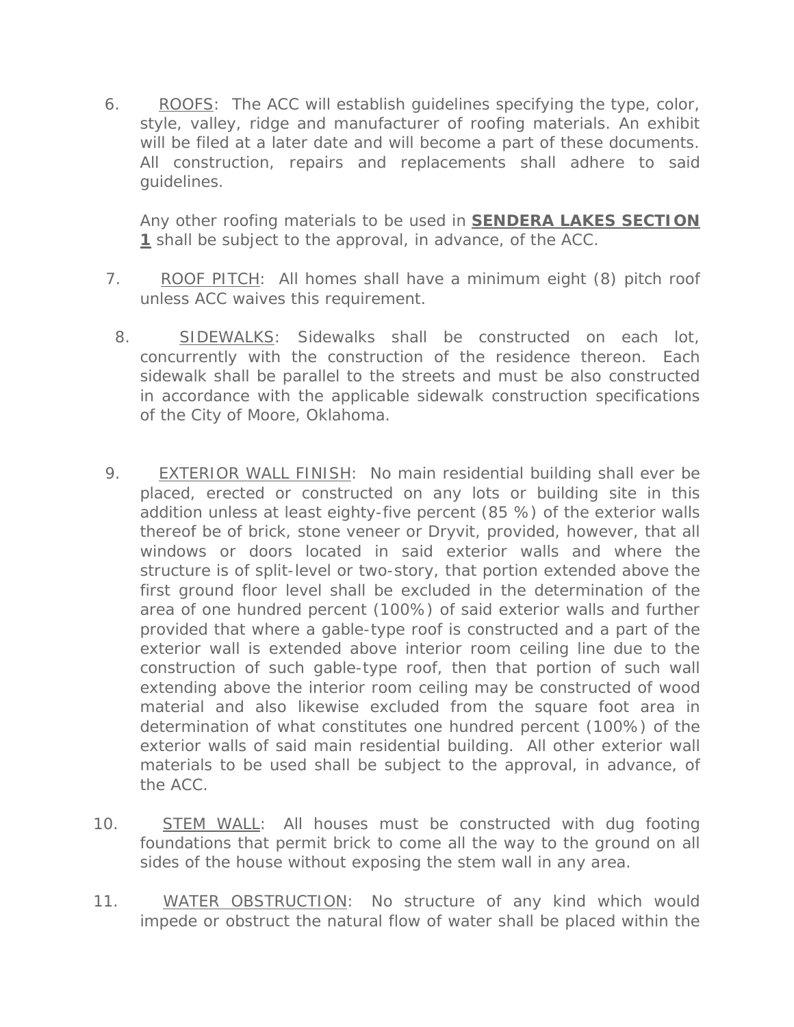6. ROOFS: The ACC will establish guidelines specifying the type, color, style, valley, ridge and manufacturer of roofing materials. An exhibit will be filed at a later date and will become a part of these documents. All construction, repairs and replacements shall adhere to said guidelines.

   Any other roofing materials to be used in **SENDERA LAKES SECTION 1** shall be subject to the approval, in advance, of the ACC.

7. ROOF PITCH: All homes shall have a minimum eight (8) pitch roof unless ACC waives this requirement.

8. SIDEWALKS: Sidewalks shall be constructed on each lot, concurrently with the construction of the residence thereon. Each sidewalk shall be parallel to the streets and must be also constructed in accordance with the applicable sidewalk construction specifications of the City of Moore, Oklahoma.

9. EXTERIOR WALL FINISH: No main residential building shall ever be placed, erected or constructed on any lots or building site in this addition unless at least eighty-five percent (85 %) of the exterior walls thereof be of brick, stone veneer or Dryvit, provided, however, that all windows or doors located in said exterior walls and where the structure is of split-level or two-story, that portion extended above the first ground floor level shall be excluded in the determination of the area of one hundred percent (100%) of said exterior walls and further provided that where a gable-type roof is constructed and a part of the exterior wall is extended above interior room ceiling line due to the construction of such gable-type roof, then that portion of such wall extending above the interior room ceiling may be constructed of wood material and also likewise excluded from the square foot area in determination of what constitutes one hundred percent (100%) of the exterior walls of said main residential building. All other exterior wall materials to be used shall be subject to the approval, in advance, of the ACC.

10. STEM WALL: All houses must be constructed with dug footing foundations that permit brick to come all the way to the ground on all sides of the house without exposing the stem wall in any area.

11. WATER OBSTRUCTION: No structure of any kind which would impede or obstruct the natural flow of water shall be placed within the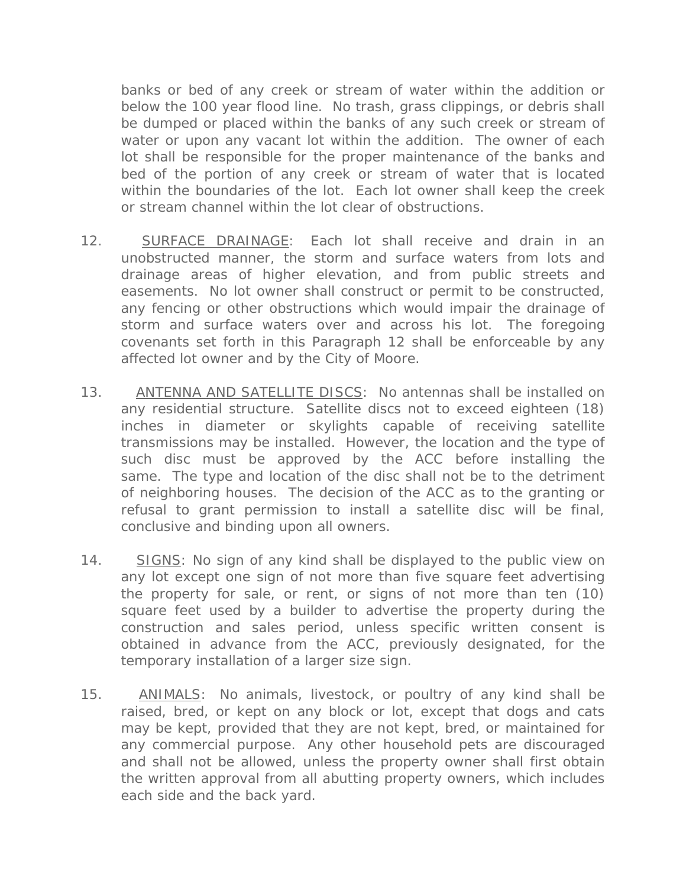banks or bed of any creek or stream of water within the addition or below the 100 year flood line. No trash, grass clippings, or debris shall be dumped or placed within the banks of any such creek or stream of water or upon any vacant lot within the addition. The owner of each lot shall be responsible for the proper maintenance of the banks and bed of the portion of any creek or stream of water that is located within the boundaries of the lot. Each lot owner shall keep the creek or stream channel within the lot clear of obstructions.

12. SURFACE DRAINAGE: Each lot shall receive and drain in an unobstructed manner, the storm and surface waters from lots and drainage areas of higher elevation, and from public streets and easements. No lot owner shall construct or permit to be constructed, any fencing or other obstructions which would impair the drainage of storm and surface waters over and across his lot. The foregoing covenants set forth in this Paragraph 12 shall be enforceable by any affected lot owner and by the City of Moore.

13. ANTENNA AND SATELLITE DISCS: No antennas shall be installed on any residential structure. Satellite discs not to exceed eighteen (18) inches in diameter or skylights capable of receiving satellite transmissions may be installed. However, the location and the type of such disc must be approved by the ACC before installing the same. The type and location of the disc shall not be to the detriment of neighboring houses. The decision of the ACC as to the granting or refusal to grant permission to install a satellite disc will be final, conclusive and binding upon all owners.

14. SIGNS: No sign of any kind shall be displayed to the public view on any lot except one sign of not more than five square feet advertising the property for sale, or rent, or signs of not more than ten (10) square feet used by a builder to advertise the property during the construction and sales period, unless specific written consent is obtained in advance from the ACC, previously designated, for the temporary installation of a larger size sign.

15. ANIMALS: No animals, livestock, or poultry of any kind shall be raised, bred, or kept on any block or lot, except that dogs and cats may be kept, provided that they are not kept, bred, or maintained for any commercial purpose. Any other household pets are discouraged and shall not be allowed, unless the property owner shall first obtain the written approval from all abutting property owners, which includes each side and the back yard.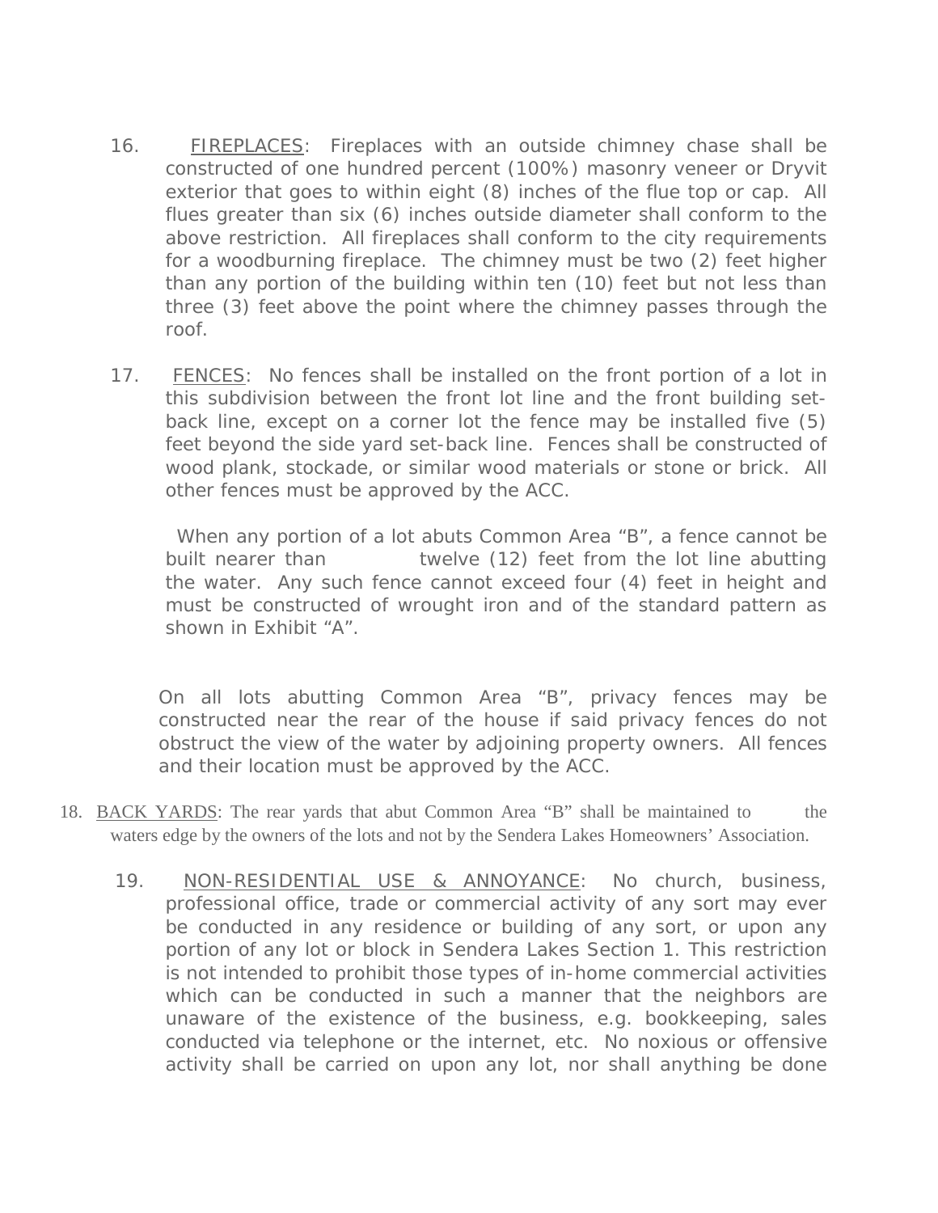16. FIREPLACES: Fireplaces with an outside chimney chase shall be constructed of one hundred percent (100%) masonry veneer or Dryvit exterior that goes to within eight (8) inches of the flue top or cap. All flues greater than six (6) inches outside diameter shall conform to the above restriction. All fireplaces shall conform to the city requirements for a woodburning fireplace. The chimney must be two (2) feet higher than any portion of the building within ten (10) feet but not less than three (3) feet above the point where the chimney passes through the roof.

17. FENCES: No fences shall be installed on the front portion of a lot in this subdivision between the front lot line and the front building set-back line, except on a corner lot the fence may be installed five (5) feet beyond the side yard set-back line. Fences shall be constructed of wood plank, stockade, or similar wood materials or stone or brick. All other fences must be approved by the ACC.

    When any portion of a lot abuts Common Area "B", a fence cannot be built nearer than twelve (12) feet from the lot line abutting the water. Any such fence cannot exceed four (4) feet in height and must be constructed of wrought iron and of the standard pattern as shown in Exhibit "A".

    On all lots abutting Common Area "B", privacy fences may be constructed near the rear of the house if said privacy fences do not obstruct the view of the water by adjoining property owners. All fences and their location must be approved by the ACC.

18. BACK YARDS: The rear yards that abut Common Area "B" shall be maintained to the waters edge by the owners of the lots and not by the Sendera Lakes Homeowners' Association.

19. NON-RESIDENTIAL USE & ANNOYANCE: No church, business, professional office, trade or commercial activity of any sort may ever be conducted in any residence or building of any sort, or upon any portion of any lot or block in Sendera Lakes Section 1. This restriction is not intended to prohibit those types of in-home commercial activities which can be conducted in such a manner that the neighbors are unaware of the existence of the business, e.g. bookkeeping, sales conducted via telephone or the internet, etc. No noxious or offensive activity shall be carried on upon any lot, nor shall anything be done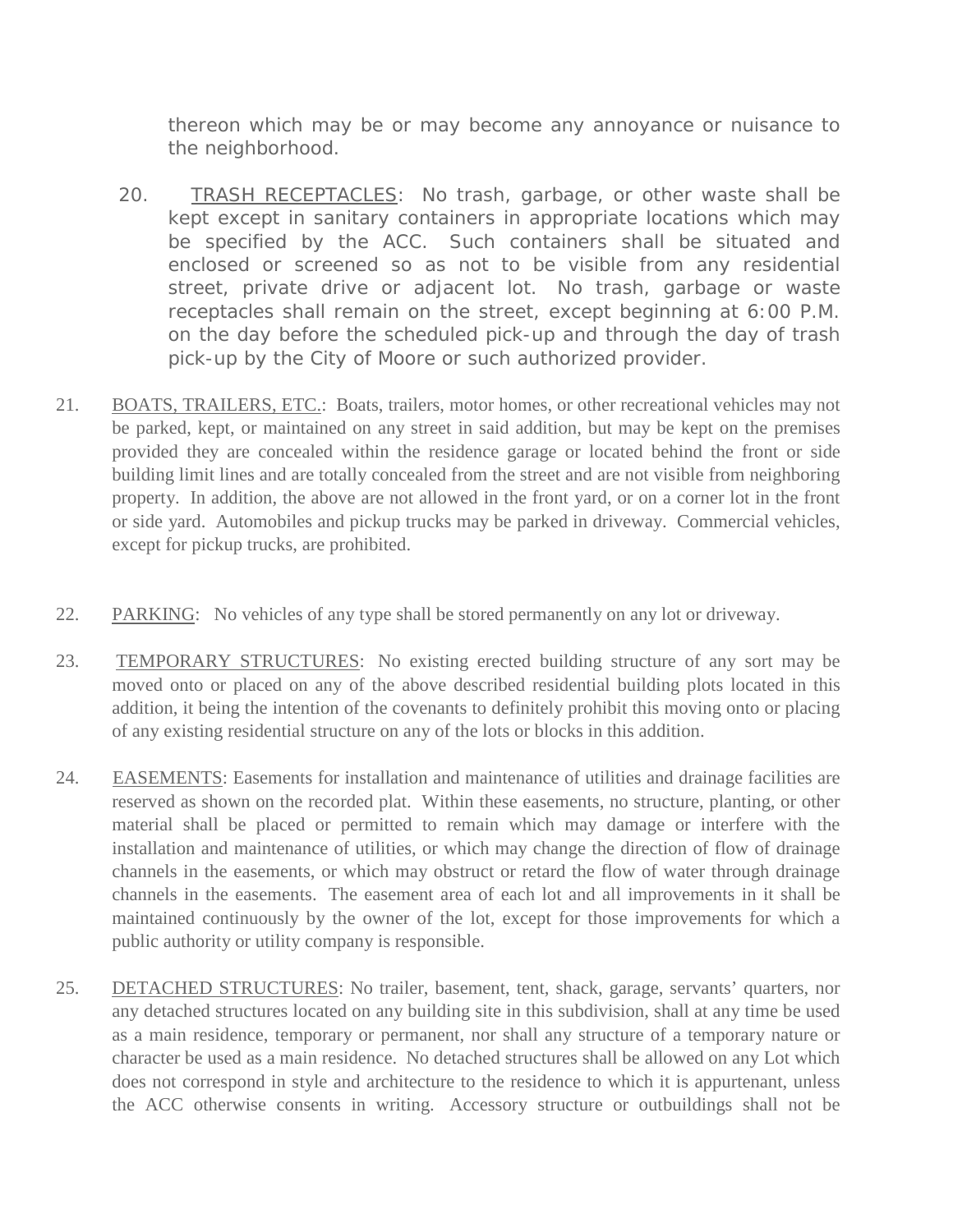thereon which may be or may become any annoyance or nuisance to the neighborhood.

20. TRASH RECEPTACLES: No trash, garbage, or other waste shall be kept except in sanitary containers in appropriate locations which may be specified by the ACC. Such containers shall be situated and enclosed or screened so as not to be visible from any residential street, private drive or adjacent lot. No trash, garbage or waste receptacles shall remain on the street, except beginning at 6:00 P.M. on the day before the scheduled pick-up and through the day of trash pick-up by the City of Moore or such authorized provider.

21. BOATS, TRAILERS, ETC.: Boats, trailers, motor homes, or other recreational vehicles may not be parked, kept, or maintained on any street in said addition, but may be kept on the premises provided they are concealed within the residence garage or located behind the front or side building limit lines and are totally concealed from the street and are not visible from neighboring property. In addition, the above are not allowed in the front yard, or on a corner lot in the front or side yard. Automobiles and pickup trucks may be parked in driveway. Commercial vehicles, except for pickup trucks, are prohibited.

22. PARKING: No vehicles of any type shall be stored permanently on any lot or driveway.

23. TEMPORARY STRUCTURES: No existing erected building structure of any sort may be moved onto or placed on any of the above described residential building plots located in this addition, it being the intention of the covenants to definitely prohibit this moving onto or placing of any existing residential structure on any of the lots or blocks in this addition.

24. EASEMENTS: Easements for installation and maintenance of utilities and drainage facilities are reserved as shown on the recorded plat. Within these easements, no structure, planting, or other material shall be placed or permitted to remain which may damage or interfere with the installation and maintenance of utilities, or which may change the direction of flow of drainage channels in the easements, or which may obstruct or retard the flow of water through drainage channels in the easements. The easement area of each lot and all improvements in it shall be maintained continuously by the owner of the lot, except for those improvements for which a public authority or utility company is responsible.

25. DETACHED STRUCTURES: No trailer, basement, tent, shack, garage, servants' quarters, nor any detached structures located on any building site in this subdivision, shall at any time be used as a main residence, temporary or permanent, nor shall any structure of a temporary nature or character be used as a main residence. No detached structures shall be allowed on any Lot which does not correspond in style and architecture to the residence to which it is appurtenant, unless the ACC otherwise consents in writing. Accessory structure or outbuildings shall not be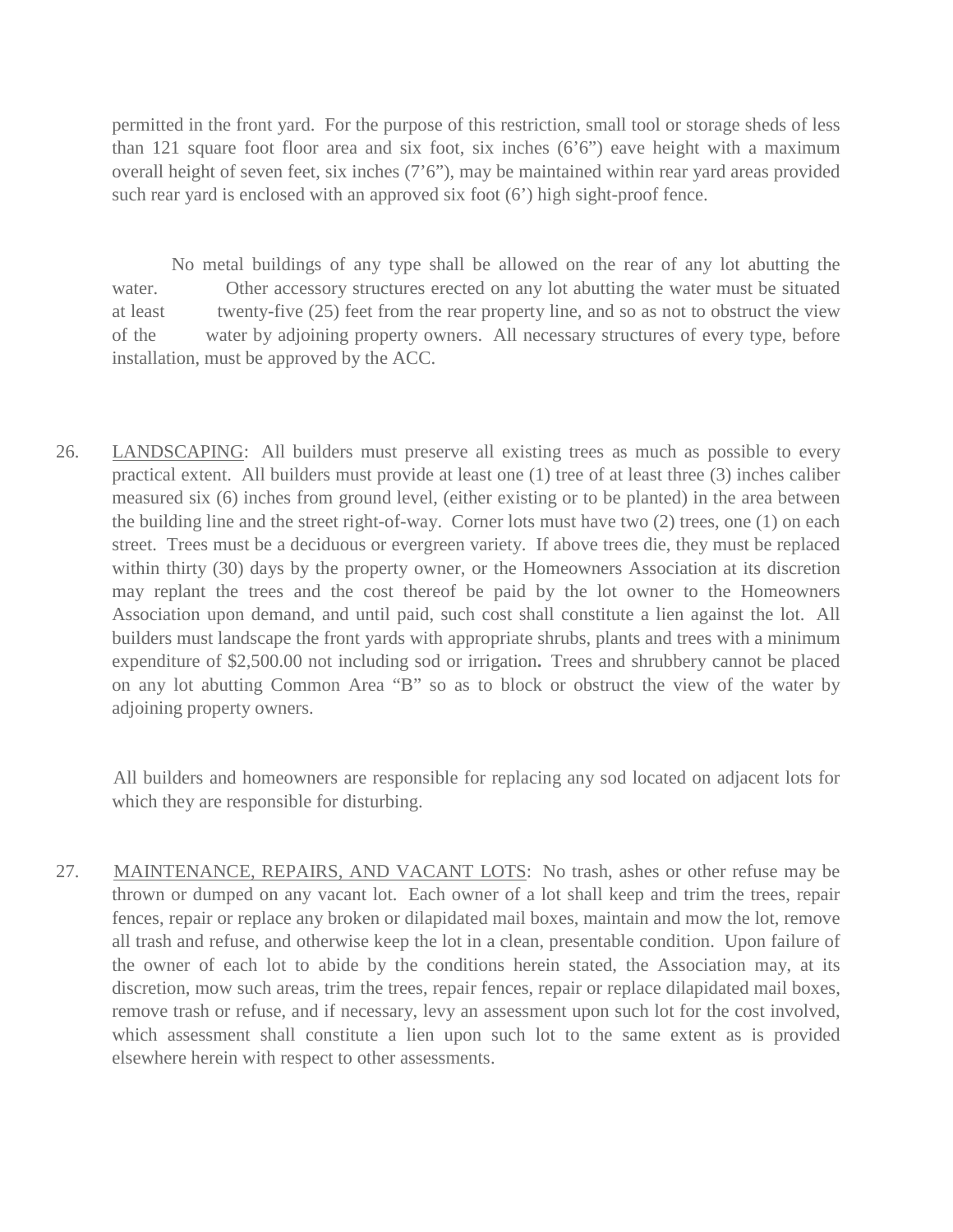permitted in the front yard. For the purpose of this restriction, small tool or storage sheds of less than 121 square foot floor area and six foot, six inches (6'6") eave height with a maximum overall height of seven feet, six inches (7'6"), may be maintained within rear yard areas provided such rear yard is enclosed with an approved six foot (6') high sight-proof fence.

No metal buildings of any type shall be allowed on the rear of any lot abutting the water. Other accessory structures erected on any lot abutting the water must be situated at least twenty-five (25) feet from the rear property line, and so as not to obstruct the view of the water by adjoining property owners. All necessary structures of every type, before installation, must be approved by the ACC.

26. LANDSCAPING: All builders must preserve all existing trees as much as possible to every practical extent. All builders must provide at least one (1) tree of at least three (3) inches caliber measured six (6) inches from ground level, (either existing or to be planted) in the area between the building line and the street right-of-way. Corner lots must have two (2) trees, one (1) on each street. Trees must be a deciduous or evergreen variety. If above trees die, they must be replaced within thirty (30) days by the property owner, or the Homeowners Association at its discretion may replant the trees and the cost thereof be paid by the lot owner to the Homeowners Association upon demand, and until paid, such cost shall constitute a lien against the lot. All builders must landscape the front yards with appropriate shrubs, plants and trees with a minimum expenditure of $2,500.00 not including sod or irrigation. Trees and shrubbery cannot be placed on any lot abutting Common Area "B" so as to block or obstruct the view of the water by adjoining property owners.

All builders and homeowners are responsible for replacing any sod located on adjacent lots for which they are responsible for disturbing.

27. MAINTENANCE, REPAIRS, AND VACANT LOTS: No trash, ashes or other refuse may be thrown or dumped on any vacant lot. Each owner of a lot shall keep and trim the trees, repair fences, repair or replace any broken or dilapidated mail boxes, maintain and mow the lot, remove all trash and refuse, and otherwise keep the lot in a clean, presentable condition. Upon failure of the owner of each lot to abide by the conditions herein stated, the Association may, at its discretion, mow such areas, trim the trees, repair fences, repair or replace dilapidated mail boxes, remove trash or refuse, and if necessary, levy an assessment upon such lot for the cost involved, which assessment shall constitute a lien upon such lot to the same extent as is provided elsewhere herein with respect to other assessments.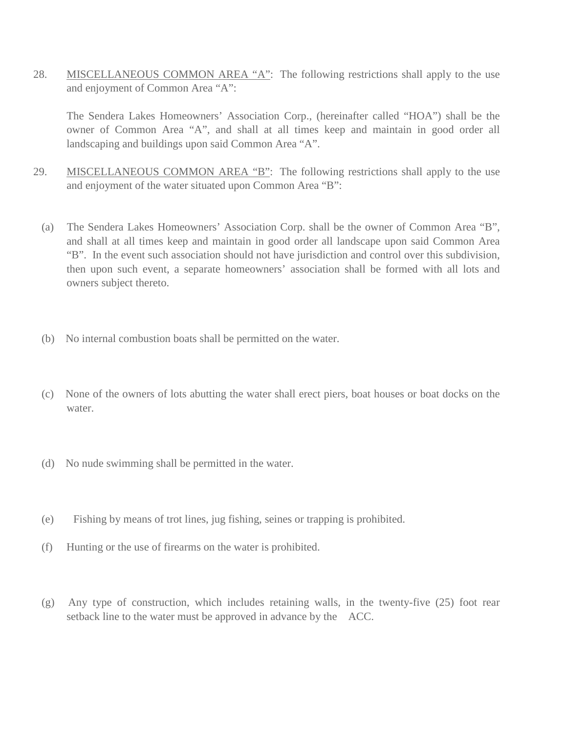28. <u>MISCELLANEOUS COMMON AREA “A”</u>: The following restrictions shall apply to the use and enjoyment of Common Area “A”:

    The Sendera Lakes Homeowners’ Association Corp., (hereinafter called “HOA”) shall be the owner of Common Area “A”, and shall at all times keep and maintain in good order all landscaping and buildings upon said Common Area “A”.

29. <u>MISCELLANEOUS COMMON AREA “B”</u>: The following restrictions shall apply to the use and enjoyment of the water situated upon Common Area “B”:

    (a) The Sendera Lakes Homeowners’ Association Corp. shall be the owner of Common Area “B”, and shall at all times keep and maintain in good order all landscape upon said Common Area “B”. In the event such association should not have jurisdiction and control over this subdivision, then upon such event, a separate homeowners’ association shall be formed with all lots and owners subject thereto.

    (b) No internal combustion boats shall be permitted on the water.

    (c) None of the owners of lots abutting the water shall erect piers, boat houses or boat docks on the water.

    (d) No nude swimming shall be permitted in the water.

    (e) Fishing by means of trot lines, jug fishing, seines or trapping is prohibited.

    (f) Hunting or the use of firearms on the water is prohibited.

    (g) Any type of construction, which includes retaining walls, in the twenty-five (25) foot rear setback line to the water must be approved in advance by the ACC.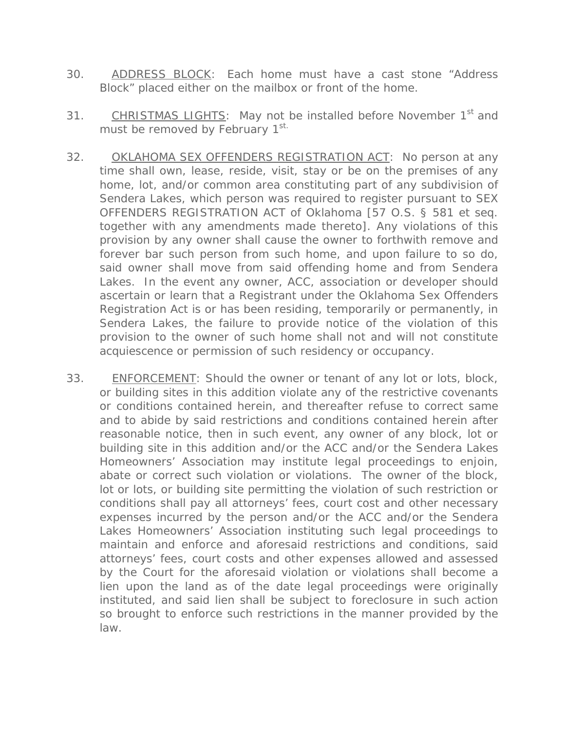30. <u>ADDRESS BLOCK</u>: Each home must have a cast stone "Address Block" placed either on the mailbox or front of the home.

31. <u>CHRISTMAS LIGHTS</u>: May not be installed before November 1st and must be removed by February 1st.

32. <u>OKLAHOMA SEX OFFENDERS REGISTRATION ACT</u>: No person at any time shall own, lease, reside, visit, stay or be on the premises of any home, lot, and/or common area constituting part of any subdivision of Sendera Lakes, which person was required to register pursuant to SEX OFFENDERS REGISTRATION ACT of Oklahoma [57 O.S. § 581 et seq. together with any amendments made thereto]. Any violations of this provision by any owner shall cause the owner to forthwith remove and forever bar such person from such home, and upon failure to so do, said owner shall move from said offending home and from Sendera Lakes. In the event any owner, ACC, association or developer should ascertain or learn that a Registrant under the Oklahoma Sex Offenders Registration Act is or has been residing, temporarily or permanently, in Sendera Lakes, the failure to provide notice of the violation of this provision to the owner of such home shall not and will not constitute acquiescence or permission of such residency or occupancy.

33. <u>ENFORCEMENT</u>: Should the owner or tenant of any lot or lots, block, or building sites in this addition violate any of the restrictive covenants or conditions contained herein, and thereafter refuse to correct same and to abide by said restrictions and conditions contained herein after reasonable notice, then in such event, any owner of any block, lot or building site in this addition and/or the ACC and/or the Sendera Lakes Homeowners' Association may institute legal proceedings to enjoin, abate or correct such violation or violations. The owner of the block, lot or lots, or building site permitting the violation of such restriction or conditions shall pay all attorneys' fees, court cost and other necessary expenses incurred by the person and/or the ACC and/or the Sendera Lakes Homeowners' Association instituting such legal proceedings to maintain and enforce and aforesaid restrictions and conditions, said attorneys' fees, court costs and other expenses allowed and assessed by the Court for the aforesaid violation or violations shall become a lien upon the land as of the date legal proceedings were originally instituted, and said lien shall be subject to foreclosure in such action so brought to enforce such restrictions in the manner provided by the law.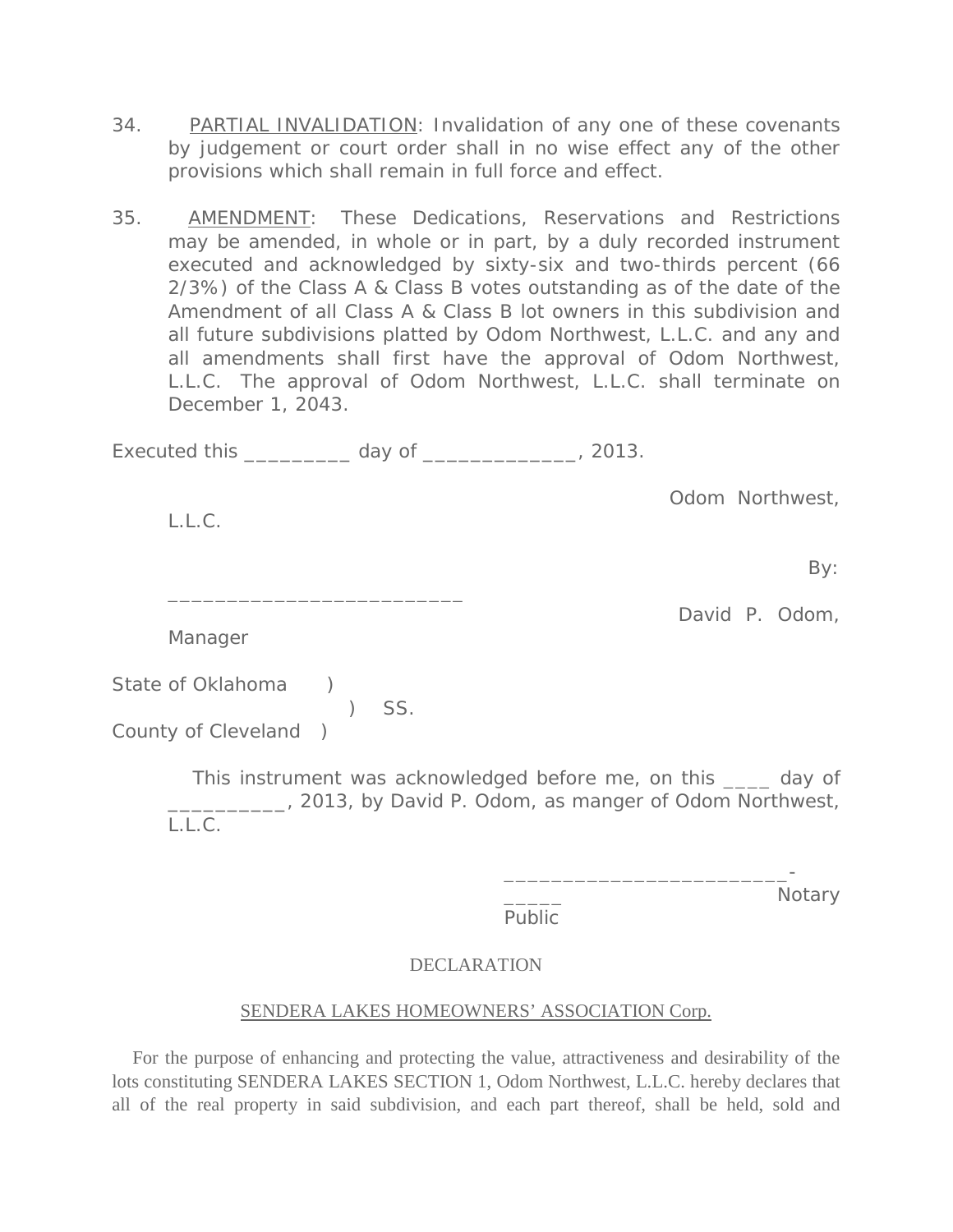34. PARTIAL INVALIDATION: Invalidation of any one of these covenants by judgement or court order shall in no wise effect any of the other provisions which shall remain in full force and effect.

35. AMENDMENT: These Dedications, Reservations and Restrictions may be amended, in whole or in part, by a duly recorded instrument executed and acknowledged by sixty-six and two-thirds percent (66 2/3%) of the Class A & Class B votes outstanding as of the date of the Amendment of all Class A & Class B lot owners in this subdivision and all future subdivisions platted by Odom Northwest, L.L.C. and any and all amendments shall first have the approval of Odom Northwest, L.L.C. The approval of Odom Northwest, L.L.C. shall terminate on December 1, 2043.

Executed this _________ day of _____________, 2013.

Odom Northwest, L.L.C.

By: _________________________

David P. Odom, Manager

State of Oklahoma )
) SS.
County of Cleveland )

This instrument was acknowledged before me, on this ____ day of __________, 2013, by David P. Odom, as manger of Odom Northwest, L.L.C.

_______________________-_____
Notary Public

DECLARATION

SENDERA LAKES HOMEOWNERS' ASSOCIATION Corp.

For the purpose of enhancing and protecting the value, attractiveness and desirability of the lots constituting SENDERA LAKES SECTION 1, Odom Northwest, L.L.C. hereby declares that all of the real property in said subdivision, and each part thereof, shall be held, sold and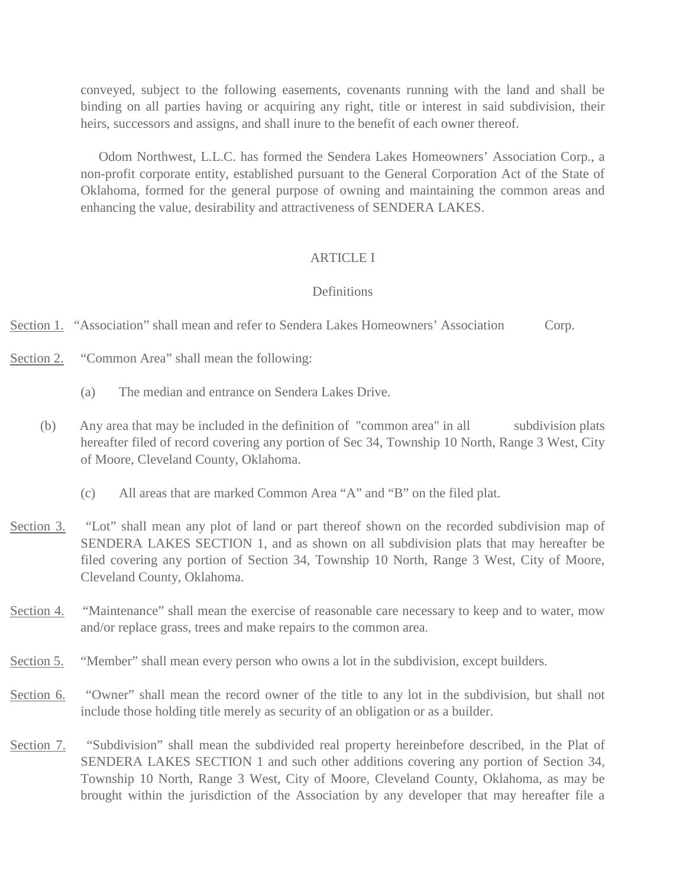conveyed, subject to the following easements, covenants running with the land and shall be binding on all parties having or acquiring any right, title or interest in said subdivision, their heirs, successors and assigns, and shall inure to the benefit of each owner thereof.

Odom Northwest, L.L.C. has formed the Sendera Lakes Homeowners' Association Corp., a non-profit corporate entity, established pursuant to the General Corporation Act of the State of Oklahoma, formed for the general purpose of owning and maintaining the common areas and enhancing the value, desirability and attractiveness of SENDERA LAKES.

## ARTICLE I

### Definitions

<u>Section 1.</u> "Association" shall mean and refer to Sendera Lakes Homeowners' Association Corp.

<u>Section 2.</u> "Common Area" shall mean the following:

(a) The median and entrance on Sendera Lakes Drive.

(b) Any area that may be included in the definition of "common area" in all subdivision plats hereafter filed of record covering any portion of Sec 34, Township 10 North, Range 3 West, City of Moore, Cleveland County, Oklahoma.

(c) All areas that are marked Common Area "A" and "B" on the filed plat.

<u>Section 3.</u> "Lot" shall mean any plot of land or part thereof shown on the recorded subdivision map of SENDERA LAKES SECTION 1, and as shown on all subdivision plats that may hereafter be filed covering any portion of Section 34, Township 10 North, Range 3 West, City of Moore, Cleveland County, Oklahoma.

<u>Section 4.</u> "Maintenance" shall mean the exercise of reasonable care necessary to keep and to water, mow and/or replace grass, trees and make repairs to the common area.

<u>Section 5.</u> "Member" shall mean every person who owns a lot in the subdivision, except builders.

<u>Section 6.</u> "Owner" shall mean the record owner of the title to any lot in the subdivision, but shall not include those holding title merely as security of an obligation or as a builder.

<u>Section 7.</u> "Subdivision" shall mean the subdivided real property hereinbefore described, in the Plat of SENDERA LAKES SECTION 1 and such other additions covering any portion of Section 34, Township 10 North, Range 3 West, City of Moore, Cleveland County, Oklahoma, as may be brought within the jurisdiction of the Association by any developer that may hereafter file a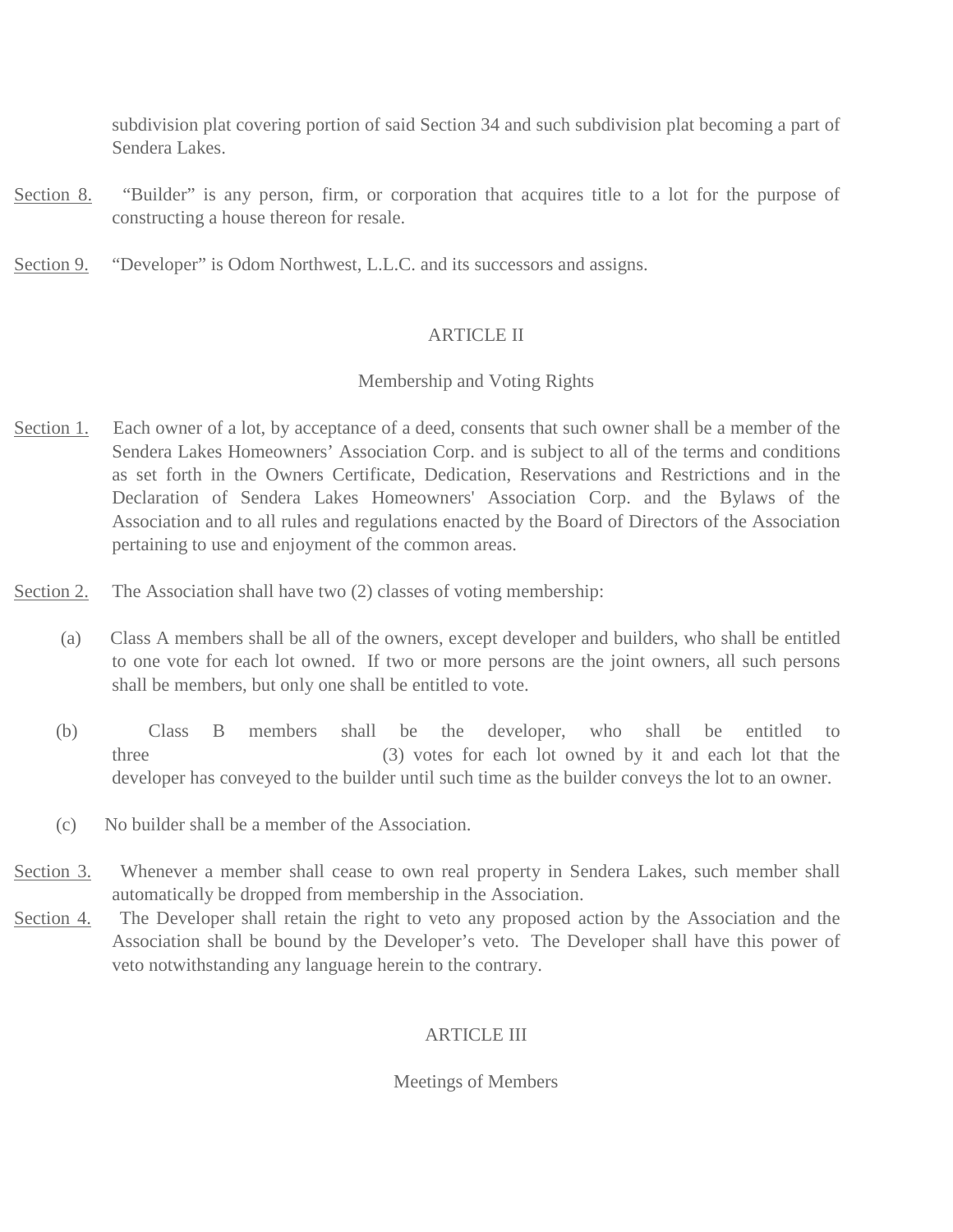subdivision plat covering portion of said Section 34 and such subdivision plat becoming a part of Sendera Lakes.

Section 8. "Builder" is any person, firm, or corporation that acquires title to a lot for the purpose of constructing a house thereon for resale.

Section 9. "Developer" is Odom Northwest, L.L.C. and its successors and assigns.

## ARTICLE II

## Membership and Voting Rights

Section 1. Each owner of a lot, by acceptance of a deed, consents that such owner shall be a member of the Sendera Lakes Homeowners' Association Corp. and is subject to all of the terms and conditions as set forth in the Owners Certificate, Dedication, Reservations and Restrictions and in the Declaration of Sendera Lakes Homeowners' Association Corp. and the Bylaws of the Association and to all rules and regulations enacted by the Board of Directors of the Association pertaining to use and enjoyment of the common areas.

Section 2. The Association shall have two (2) classes of voting membership:

(a) Class A members shall be all of the owners, except developer and builders, who shall be entitled to one vote for each lot owned. If two or more persons are the joint owners, all such persons shall be members, but only one shall be entitled to vote.

(b) Class B members shall be the developer, who shall be entitled to three (3) votes for each lot owned by it and each lot that the developer has conveyed to the builder until such time as the builder conveys the lot to an owner.

(c) No builder shall be a member of the Association.

Section 3. Whenever a member shall cease to own real property in Sendera Lakes, such member shall automatically be dropped from membership in the Association.

Section 4. The Developer shall retain the right to veto any proposed action by the Association and the Association shall be bound by the Developer's veto. The Developer shall have this power of veto notwithstanding any language herein to the contrary.

## ARTICLE III

## Meetings of Members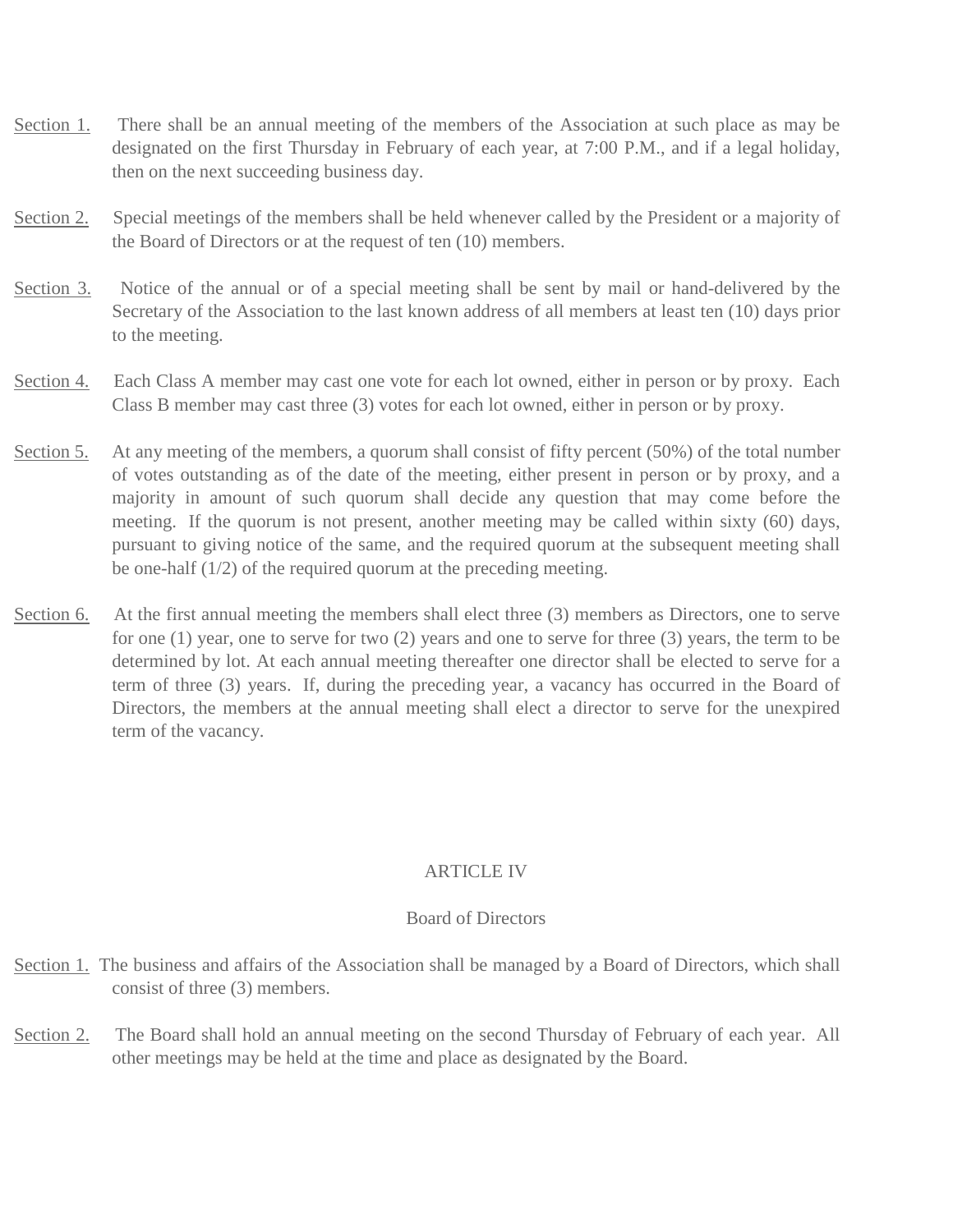Section 1. There shall be an annual meeting of the members of the Association at such place as may be designated on the first Thursday in February of each year, at 7:00 P.M., and if a legal holiday, then on the next succeeding business day.

Section 2. Special meetings of the members shall be held whenever called by the President or a majority of the Board of Directors or at the request of ten (10) members.

Section 3. Notice of the annual or of a special meeting shall be sent by mail or hand-delivered by the Secretary of the Association to the last known address of all members at least ten (10) days prior to the meeting.

Section 4. Each Class A member may cast one vote for each lot owned, either in person or by proxy. Each Class B member may cast three (3) votes for each lot owned, either in person or by proxy.

Section 5. At any meeting of the members, a quorum shall consist of fifty percent (50%) of the total number of votes outstanding as of the date of the meeting, either present in person or by proxy, and a majority in amount of such quorum shall decide any question that may come before the meeting. If the quorum is not present, another meeting may be called within sixty (60) days, pursuant to giving notice of the same, and the required quorum at the subsequent meeting shall be one-half (1/2) of the required quorum at the preceding meeting.

Section 6. At the first annual meeting the members shall elect three (3) members as Directors, one to serve for one (1) year, one to serve for two (2) years and one to serve for three (3) years, the term to be determined by lot. At each annual meeting thereafter one director shall be elected to serve for a term of three (3) years. If, during the preceding year, a vacancy has occurred in the Board of Directors, the members at the annual meeting shall elect a director to serve for the unexpired term of the vacancy.

## ARTICLE IV

### Board of Directors

Section 1. The business and affairs of the Association shall be managed by a Board of Directors, which shall consist of three (3) members.

Section 2. The Board shall hold an annual meeting on the second Thursday of February of each year. All other meetings may be held at the time and place as designated by the Board.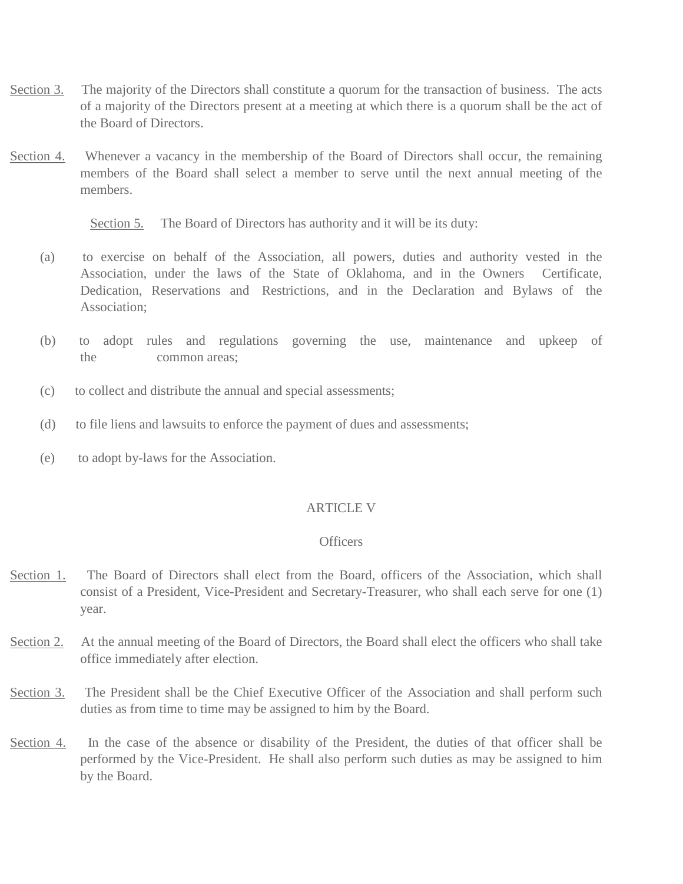Section 3. The majority of the Directors shall constitute a quorum for the transaction of business. The acts of a majority of the Directors present at a meeting at which there is a quorum shall be the act of the Board of Directors.

Section 4. Whenever a vacancy in the membership of the Board of Directors shall occur, the remaining members of the Board shall select a member to serve until the next annual meeting of the members.

Section 5. The Board of Directors has authority and it will be its duty:

(a) to exercise on behalf of the Association, all powers, duties and authority vested in the Association, under the laws of the State of Oklahoma, and in the Owners Certificate, Dedication, Reservations and Restrictions, and in the Declaration and Bylaws of the Association;

(b) to adopt rules and regulations governing the use, maintenance and upkeep of the common areas;

(c) to collect and distribute the annual and special assessments;

(d) to file liens and lawsuits to enforce the payment of dues and assessments;

(e) to adopt by-laws for the Association.

## ARTICLE V

### Officers

Section 1. The Board of Directors shall elect from the Board, officers of the Association, which shall consist of a President, Vice-President and Secretary-Treasurer, who shall each serve for one (1) year.

Section 2. At the annual meeting of the Board of Directors, the Board shall elect the officers who shall take office immediately after election.

Section 3. The President shall be the Chief Executive Officer of the Association and shall perform such duties as from time to time may be assigned to him by the Board.

Section 4. In the case of the absence or disability of the President, the duties of that officer shall be performed by the Vice-President. He shall also perform such duties as may be assigned to him by the Board.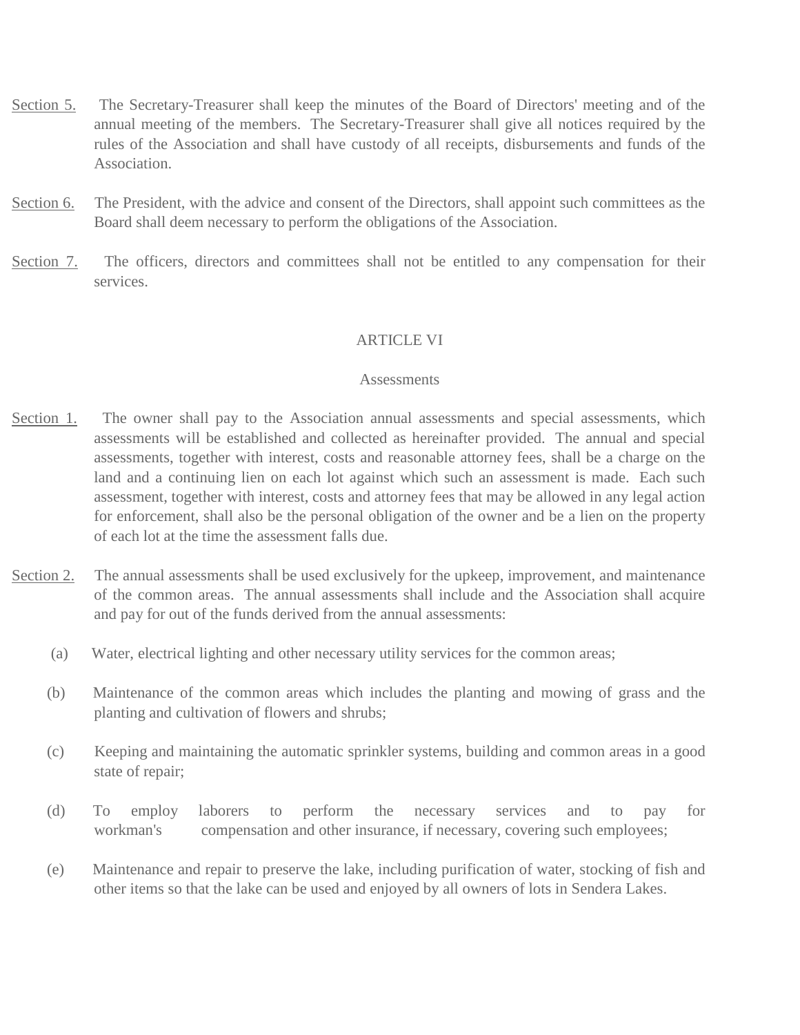Section 5. The Secretary-Treasurer shall keep the minutes of the Board of Directors' meeting and of the annual meeting of the members. The Secretary-Treasurer shall give all notices required by the rules of the Association and shall have custody of all receipts, disbursements and funds of the Association.

Section 6. The President, with the advice and consent of the Directors, shall appoint such committees as the Board shall deem necessary to perform the obligations of the Association.

Section 7. The officers, directors and committees shall not be entitled to any compensation for their services.

## ARTICLE VI

### Assessments

Section 1. The owner shall pay to the Association annual assessments and special assessments, which assessments will be established and collected as hereinafter provided. The annual and special assessments, together with interest, costs and reasonable attorney fees, shall be a charge on the land and a continuing lien on each lot against which such an assessment is made. Each such assessment, together with interest, costs and attorney fees that may be allowed in any legal action for enforcement, shall also be the personal obligation of the owner and be a lien on the property of each lot at the time the assessment falls due.

Section 2. The annual assessments shall be used exclusively for the upkeep, improvement, and maintenance of the common areas. The annual assessments shall include and the Association shall acquire and pay for out of the funds derived from the annual assessments:

(a) Water, electrical lighting and other necessary utility services for the common areas;

(b) Maintenance of the common areas which includes the planting and mowing of grass and the planting and cultivation of flowers and shrubs;

(c) Keeping and maintaining the automatic sprinkler systems, building and common areas in a good state of repair;

(d) To employ laborers to perform the necessary services and to pay for workman's compensation and other insurance, if necessary, covering such employees;

(e) Maintenance and repair to preserve the lake, including purification of water, stocking of fish and other items so that the lake can be used and enjoyed by all owners of lots in Sendera Lakes.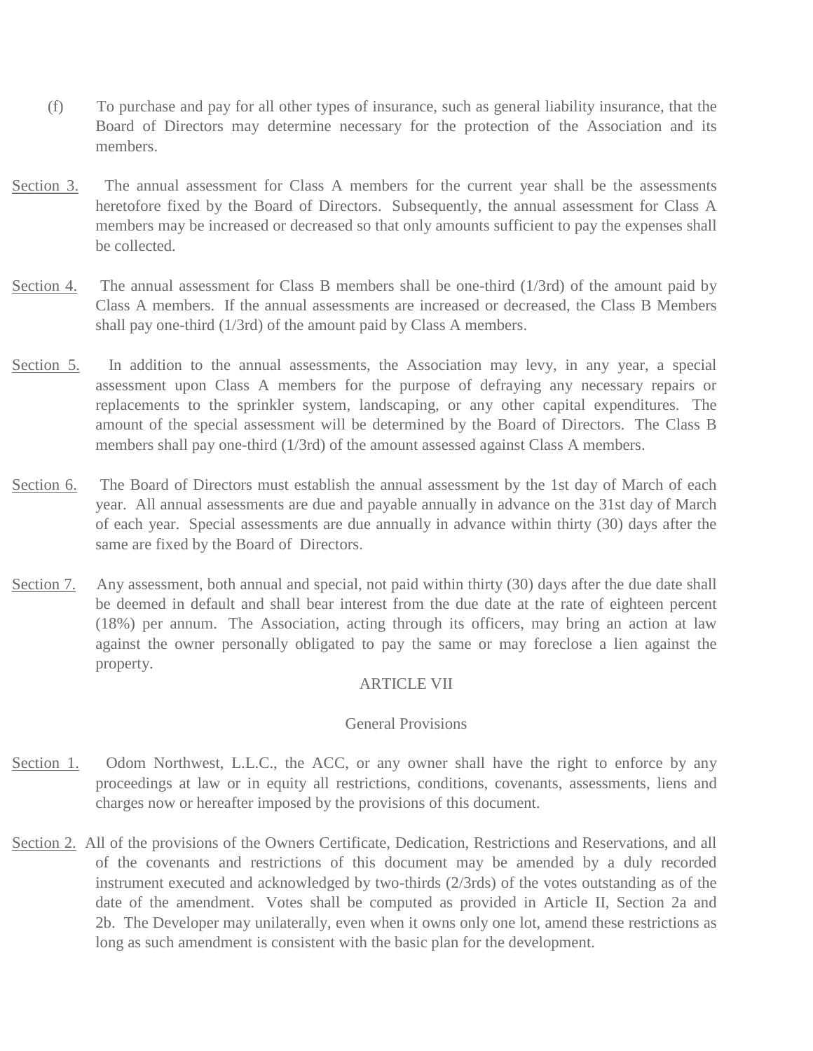(f) To purchase and pay for all other types of insurance, such as general liability insurance, that the Board of Directors may determine necessary for the protection of the Association and its members.

<u>Section 3.</u> The annual assessment for Class A members for the current year shall be the assessments heretofore fixed by the Board of Directors. Subsequently, the annual assessment for Class A members may be increased or decreased so that only amounts sufficient to pay the expenses shall be collected.

<u>Section 4.</u> The annual assessment for Class B members shall be one-third (1/3rd) of the amount paid by Class A members. If the annual assessments are increased or decreased, the Class B Members shall pay one-third (1/3rd) of the amount paid by Class A members.

<u>Section 5.</u> In addition to the annual assessments, the Association may levy, in any year, a special assessment upon Class A members for the purpose of defraying any necessary repairs or replacements to the sprinkler system, landscaping, or any other capital expenditures. The amount of the special assessment will be determined by the Board of Directors. The Class B members shall pay one-third (1/3rd) of the amount assessed against Class A members.

<u>Section 6.</u> The Board of Directors must establish the annual assessment by the 1st day of March of each year. All annual assessments are due and payable annually in advance on the 31st day of March of each year. Special assessments are due annually in advance within thirty (30) days after the same are fixed by the Board of Directors.

<u>Section 7.</u> Any assessment, both annual and special, not paid within thirty (30) days after the due date shall be deemed in default and shall bear interest from the due date at the rate of eighteen percent (18%) per annum. The Association, acting through its officers, may bring an action at law against the owner personally obligated to pay the same or may foreclose a lien against the property.

## ARTICLE VII

### General Provisions

<u>Section 1.</u> Odom Northwest, L.L.C., the ACC, or any owner shall have the right to enforce by any proceedings at law or in equity all restrictions, conditions, covenants, assessments, liens and charges now or hereafter imposed by the provisions of this document.

<u>Section 2.</u> All of the provisions of the Owners Certificate, Dedication, Restrictions and Reservations, and all of the covenants and restrictions of this document may be amended by a duly recorded instrument executed and acknowledged by two-thirds (2/3rds) of the votes outstanding as of the date of the amendment. Votes shall be computed as provided in Article II, Section 2a and 2b. The Developer may unilaterally, even when it owns only one lot, amend these restrictions as long as such amendment is consistent with the basic plan for the development.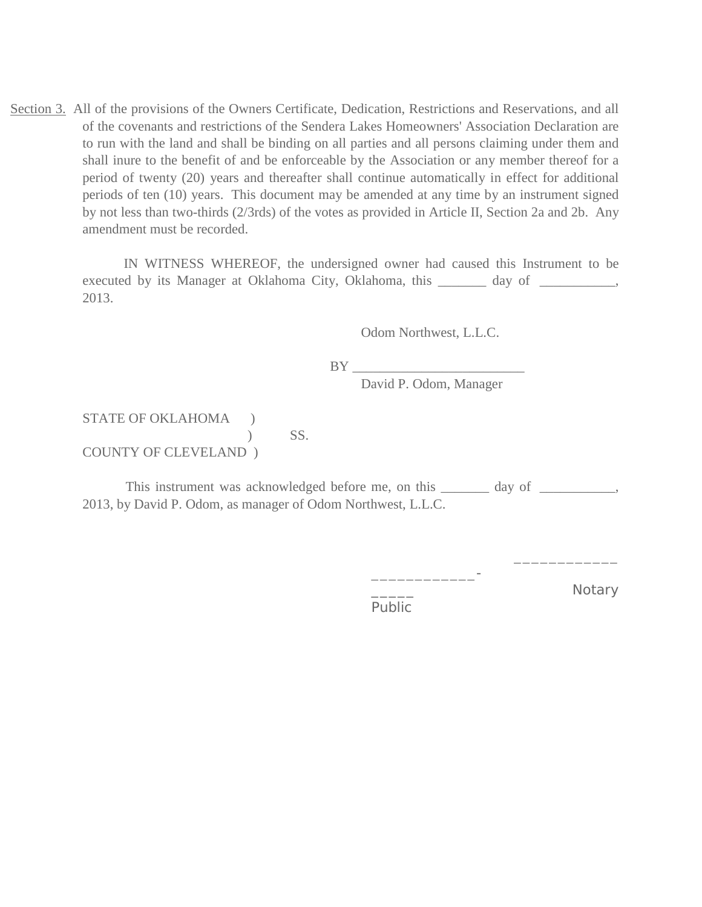Section 3. All of the provisions of the Owners Certificate, Dedication, Restrictions and Reservations, and all of the covenants and restrictions of the Sendera Lakes Homeowners' Association Declaration are to run with the land and shall be binding on all parties and all persons claiming under them and shall inure to the benefit of and be enforceable by the Association or any member thereof for a period of twenty (20) years and thereafter shall continue automatically in effect for additional periods of ten (10) years. This document may be amended at any time by an instrument signed by not less than two-thirds (2/3rds) of the votes as provided in Article II, Section 2a and 2b. Any amendment must be recorded.

IN WITNESS WHEREOF, the undersigned owner had caused this Instrument to be executed by its Manager at Oklahoma City, Oklahoma, this _______ day of ___________, 2013.

Odom Northwest, L.L.C.

BY _________________________
David P. Odom, Manager

STATE OF OKLAHOMA )
) SS.
COUNTY OF CLEVELAND )

This instrument was acknowledged before me, on this _______ day of ___________, 2013, by David P. Odom, as manager of Odom Northwest, L.L.C.

_____________________________
Notary Public